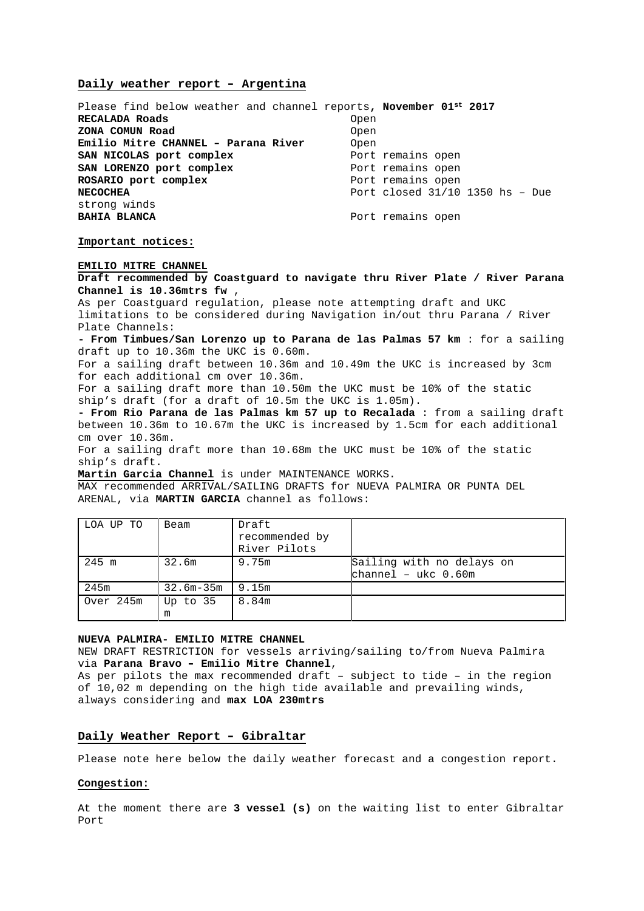**Daily weather report – Argentina**

Please find below weather and channel reports, **November 01st 2017**

**RECALADA Roads** Open
**ZONA COMUN Road** Open
**Emilio Mitre CHANNEL – Parana River** Open
**SAN NICOLAS port complex** Port remains open
**SAN LORENZO port complex** Port remains open
**ROSARIO port complex** Port remains open
**NECOCHEA** Port closed 31/10 1350 hs – Due strong winds
**BAHIA BLANCA** Port remains open

**Important notices:**

**EMILIO MITRE CHANNEL**

**Draft recommended by Coastguard to navigate thru River Plate / River Parana Channel is 10.36mtrs fw** ,

As per Coastguard regulation, please note attempting draft and UKC limitations to be considered during Navigation in/out thru Parana / River Plate Channels:

**- From Timbues/San Lorenzo up to Parana de las Palmas 57 km** : for a sailing draft up to 10.36m the UKC is 0.60m.

For a sailing draft between 10.36m and 10.49m the UKC is increased by 3cm for each additional cm over 10.36m.

For a sailing draft more than 10.50m the UKC must be 10% of the static ship's draft (for a draft of 10.5m the UKC is 1.05m).

**- From Rio Parana de las Palmas km 57 up to Recalada** : from a sailing draft between 10.36m to 10.67m the UKC is increased by 1.5cm for each additional cm over 10.36m.

For a sailing draft more than 10.68m the UKC must be 10% of the static ship's draft.

**Martin Garcia Channel** is under MAINTENANCE WORKS.

MAX recommended ARRIVAL/SAILING DRAFTS for NUEVA PALMIRA OR PUNTA DEL ARENAL, via **MARTIN GARCIA** channel as follows:

| LOA UP TO | Beam | Draft recommended by River Pilots | |
|---|---|---|---|
| 245 m | 32.6m | 9.75m | Sailing with no delays on channel – ukc 0.60m |
| 245m | 32.6m-35m | 9.15m | |
| Over 245m | Up to 35 m | 8.84m | |

**NUEVA PALMIRA- EMILIO MITRE CHANNEL**

NEW DRAFT RESTRICTION for vessels arriving/sailing to/from Nueva Palmira via **Parana Bravo – Emilio Mitre Channel**,

As per pilots the max recommended draft – subject to tide – in the region of 10,02 m depending on the high tide available and prevailing winds, always considering and **max LOA 230mtrs**

**Daily Weather Report – Gibraltar**

Please note here below the daily weather forecast and a congestion report.

**Congestion:**

At the moment there are **3 vessel (s)** on the waiting list to enter Gibraltar Port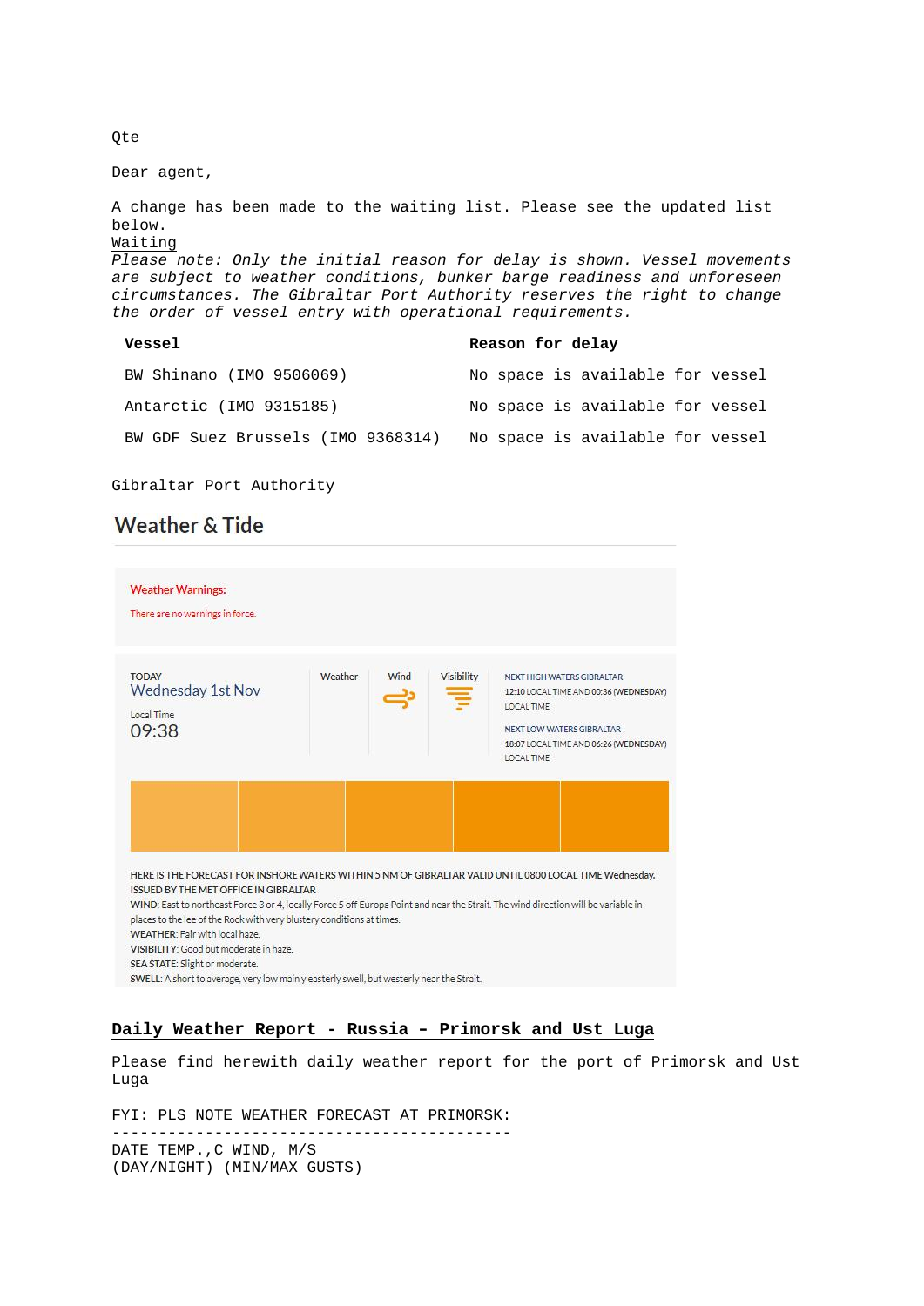Qte

Dear agent,

A change has been made to the waiting list. Please see the updated list below.

<u>Waiting</u>

*Please note: Only the initial reason for delay is shown. Vessel movements are subject to weather conditions, bunker barge readiness and unforeseen circumstances. The Gibraltar Port Authority reserves the right to change the order of vessel entry with operational requirements.*

| Vessel | Reason for delay |
|---|---|
| BW Shinano (IMO 9506069) | No space is available for vessel |
| Antarctic (IMO 9315185) | No space is available for vessel |
| BW GDF Suez Brussels (IMO 9368314) | No space is available for vessel |

Gibraltar Port Authority

## Weather & Tide

**Weather Warnings:**

There are no warnings in force.

| TODAY | Weather | Wind | Visibility | |
|---|---|---|---|---|
| Wednesday 1st Nov<br>Local Time<br>09:38 | | | | NEXT HIGH WATERS GIBRALTAR<br>12:10 LOCAL TIME AND 00:36 (WEDNESDAY) LOCAL TIME<br>NEXT LOW WATERS GIBRALTAR<br>18:07 LOCAL TIME AND 06:26 (WEDNESDAY) LOCAL TIME |

HERE IS THE FORECAST FOR INSHORE WATERS WITHIN 5 NM OF GIBRALTAR VALID UNTIL 0800 LOCAL TIME Wednesday.
ISSUED BY THE MET OFFICE IN GIBRALTAR
WIND: East to northeast Force 3 or 4, locally Force 5 off Europa Point and near the Strait. The wind direction will be variable in places to the lee of the Rock with very blustery conditions at times.
WEATHER: Fair with local haze.
VISIBILITY: Good but moderate in haze.
SEA STATE: Slight or moderate.
SWELL: A short to average, very low mainly easterly swell, but westerly near the Strait.

## **<u>Daily Weather Report - Russia – Primorsk and Ust Luga</u>**

Please find herewith daily weather report for the port of Primorsk and Ust Luga

FYI: PLS NOTE WEATHER FORECAST AT PRIMORSK:

-------------------------------------------

DATE TEMP.,C WIND, M/S
(DAY/NIGHT) (MIN/MAX GUSTS)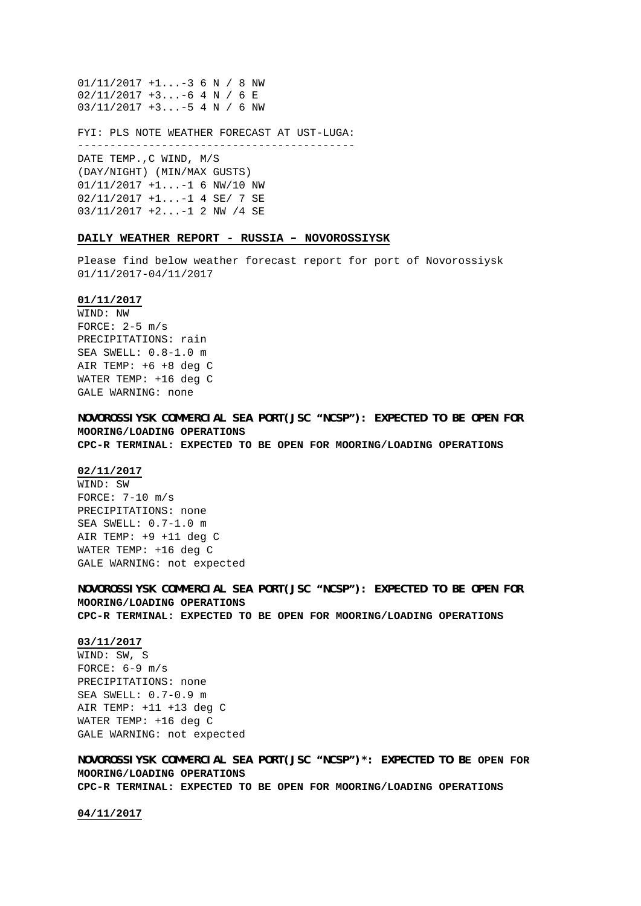01/11/2017 +1...-3 6 N / 8 NW
02/11/2017 +3...-6 4 N / 6 E
03/11/2017 +3...-5 4 N / 6 NW

FYI: PLS NOTE WEATHER FORECAST AT UST-LUGA:
-------------------------------------------
DATE TEMP.,C WIND, M/S
(DAY/NIGHT) (MIN/MAX GUSTS)
01/11/2017 +1...-1 6 NW/10 NW
02/11/2017 +1...-1 4 SE/ 7 SE
03/11/2017 +2...-1 2 NW /4 SE

**DAILY WEATHER REPORT - RUSSIA – NOVOROSSIYSK**

Please find below weather forecast report for port of Novorossiysk 01/11/2017-04/11/2017

**01/11/2017**
WIND: NW
FORCE: 2-5 m/s
PRECIPITATIONS: rain
SEA SWELL: 0.8-1.0 m
AIR TEMP: +6 +8 deg C
WATER TEMP: +16 deg C
GALE WARNING: none

**NOVOROSSIYSK COMMERCIAL SEA PORT(JSC “NCSP”): EXPECTED TO BE OPEN FOR MOORING/LOADING OPERATIONS**
**CPC-R TERMINAL: EXPECTED TO BE OPEN FOR MOORING/LOADING OPERATIONS**

**02/11/2017**
WIND: SW
FORCE: 7-10 m/s
PRECIPITATIONS: none
SEA SWELL: 0.7-1.0 m
AIR TEMP: +9 +11 deg C
WATER TEMP: +16 deg C
GALE WARNING: not expected

**NOVOROSSIYSK COMMERCIAL SEA PORT(JSC “NCSP”): EXPECTED TO BE OPEN FOR MOORING/LOADING OPERATIONS**
**CPC-R TERMINAL: EXPECTED TO BE OPEN FOR MOORING/LOADING OPERATIONS**

**03/11/2017**
WIND: SW, S
FORCE: 6-9 m/s
PRECIPITATIONS: none
SEA SWELL: 0.7-0.9 m
AIR TEMP: +11 +13 deg C
WATER TEMP: +16 deg C
GALE WARNING: not expected

**NOVOROSSIYSK COMMERCIAL SEA PORT(JSC “NCSP”)*: EXPECTED TO BE OPEN FOR MOORING/LOADING OPERATIONS**
**CPC-R TERMINAL: EXPECTED TO BE OPEN FOR MOORING/LOADING OPERATIONS**

**04/11/2017**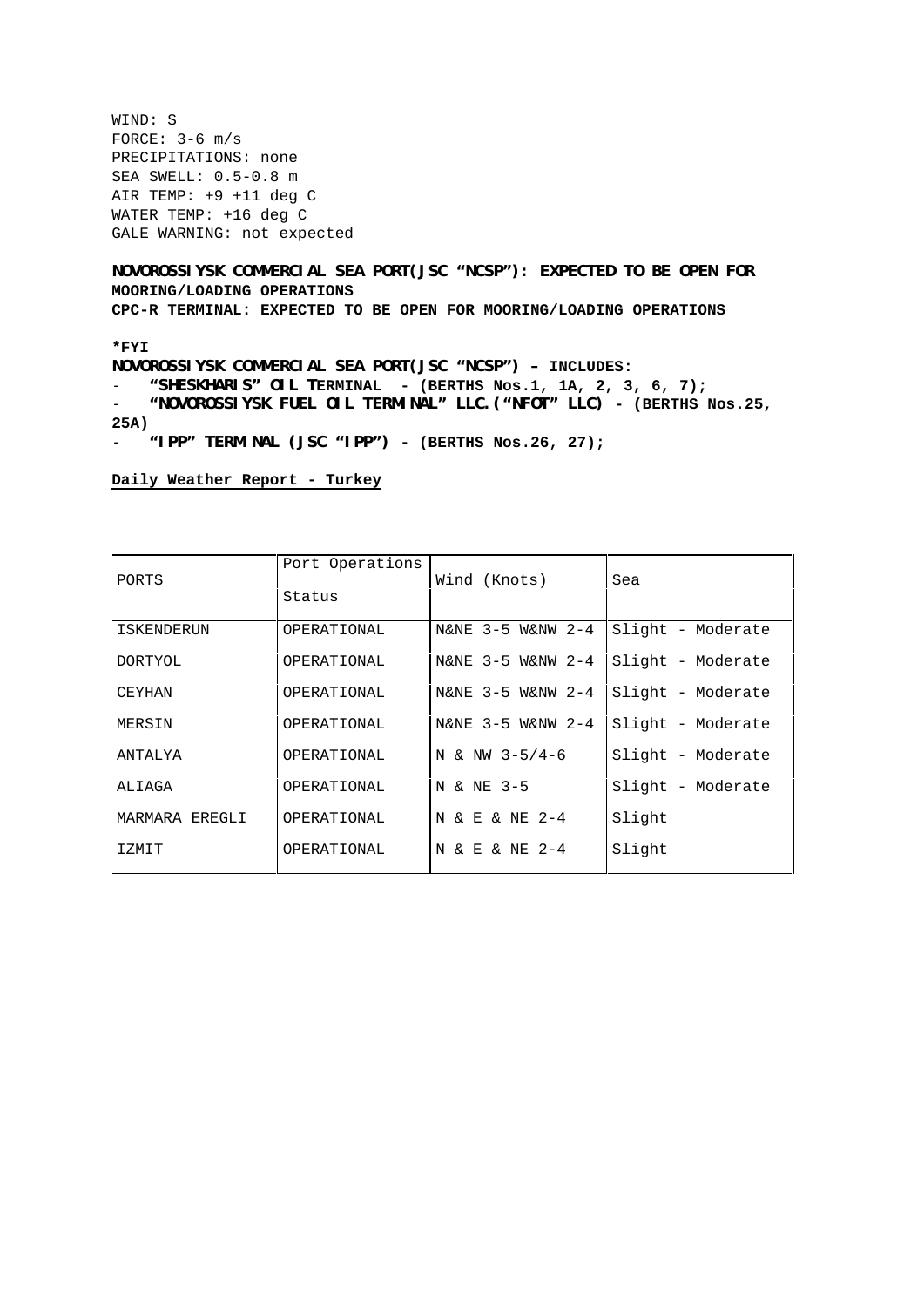WIND: S
FORCE: 3-6 m/s
PRECIPITATIONS: none
SEA SWELL: 0.5-0.8 m
AIR TEMP: +9 +11 deg C
WATER TEMP: +16 deg C
GALE WARNING: not expected

**NOVOROSSIYSK COMMERCIAL SEA PORT(JSC "NCSP"): EXPECTED TO BE OPEN FOR MOORING/LOADING OPERATIONS**
**CPC-R TERMINAL: EXPECTED TO BE OPEN FOR MOORING/LOADING OPERATIONS**

***FYI**
**NOVOROSSIYSK COMMERCIAL SEA PORT(JSC "NCSP") – INCLUDES:**
- **"SHESKHARIS" OIL TERMINAL - (BERTHS Nos.1, 1A, 2, 3, 6, 7);**
- **"NOVOROSSIYSK FUEL OIL TERMINAL" LLC.("NFOT" LLC) - (BERTHS Nos.25, 25A)**
- **"IPP" TERMINAL (JSC "IPP") - (BERTHS Nos.26, 27);**

**Daily Weather Report - Turkey**

| PORTS | Port Operations Status | Wind (Knots) | Sea |
|---|---|---|---|
| ISKENDERUN | OPERATIONAL | N&NE 3-5 W&NW 2-4 | Slight - Moderate |
| DORTYOL | OPERATIONAL | N&NE 3-5 W&NW 2-4 | Slight - Moderate |
| CEYHAN | OPERATIONAL | N&NE 3-5 W&NW 2-4 | Slight - Moderate |
| MERSIN | OPERATIONAL | N&NE 3-5 W&NW 2-4 | Slight - Moderate |
| ANTALYA | OPERATIONAL | N & NW 3-5/4-6 | Slight - Moderate |
| ALIAGA | OPERATIONAL | N & NE 3-5 | Slight - Moderate |
| MARMARA EREGLI | OPERATIONAL | N & E & NE 2-4 | Slight |
| IZMIT | OPERATIONAL | N & E & NE 2-4 | Slight |